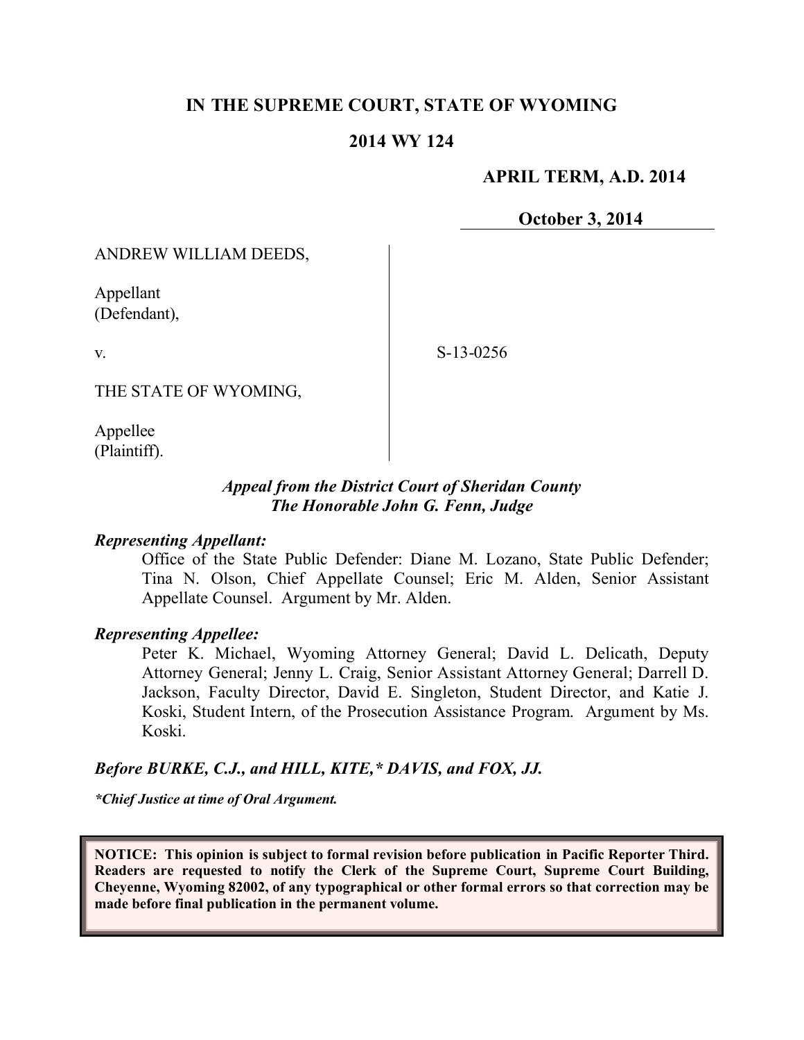**IN THE SUPREME COURT, STATE OF WYOMING**

**2014 WY 124**

**APRIL TERM, A.D. 2014**

**October 3, 2014**

ANDREW WILLIAM DEEDS,

Appellant
(Defendant),

v.

S-13-0256

THE STATE OF WYOMING,

Appellee
(Plaintiff).

***Appeal from the District Court of Sheridan County***
***The Honorable John G. Fenn, Judge***

***Representing Appellant:***

Office of the State Public Defender: Diane M. Lozano, State Public Defender; Tina N. Olson, Chief Appellate Counsel; Eric M. Alden, Senior Assistant Appellate Counsel. Argument by Mr. Alden.

***Representing Appellee:***

Peter K. Michael, Wyoming Attorney General; David L. Delicath, Deputy Attorney General; Jenny L. Craig, Senior Assistant Attorney General; Darrell D. Jackson, Faculty Director, David E. Singleton, Student Director, and Katie J. Koski, Student Intern, of the Prosecution Assistance Program. Argument by Ms. Koski.

***Before BURKE, C.J., and HILL, KITE,\* DAVIS, and FOX, JJ.***

***\*Chief Justice at time of Oral Argument.***

**NOTICE: This opinion is subject to formal revision before publication in Pacific Reporter Third. Readers are requested to notify the Clerk of the Supreme Court, Supreme Court Building, Cheyenne, Wyoming 82002, of any typographical or other formal errors so that correction may be made before final publication in the permanent volume.**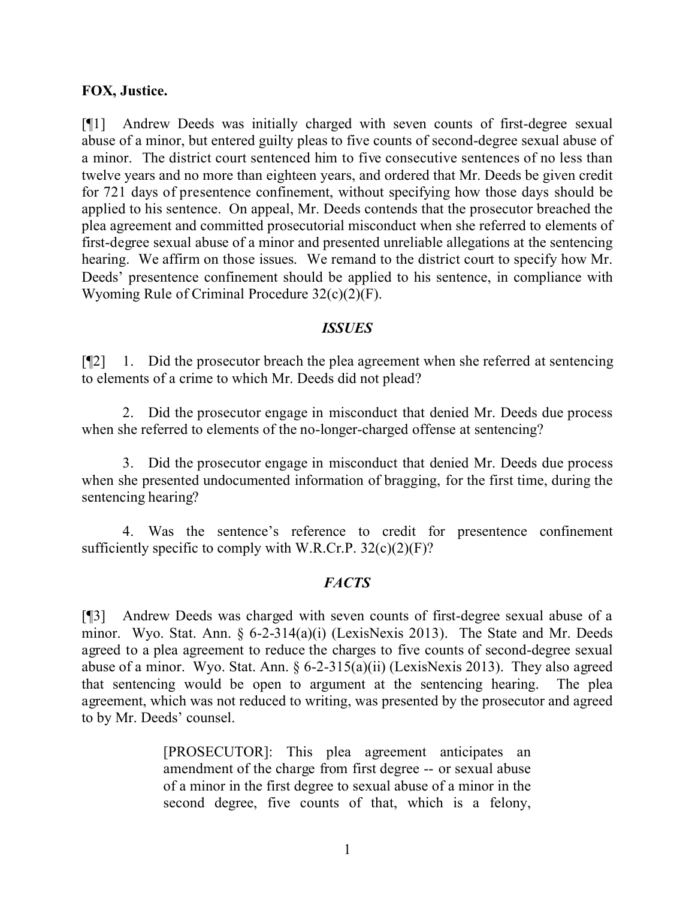**FOX, Justice.**

[¶1] Andrew Deeds was initially charged with seven counts of first-degree sexual abuse of a minor, but entered guilty pleas to five counts of second-degree sexual abuse of a minor. The district court sentenced him to five consecutive sentences of no less than twelve years and no more than eighteen years, and ordered that Mr. Deeds be given credit for 721 days of presentence confinement, without specifying how those days should be applied to his sentence. On appeal, Mr. Deeds contends that the prosecutor breached the plea agreement and committed prosecutorial misconduct when she referred to elements of first-degree sexual abuse of a minor and presented unreliable allegations at the sentencing hearing. We affirm on those issues. We remand to the district court to specify how Mr. Deeds' presentence confinement should be applied to his sentence, in compliance with Wyoming Rule of Criminal Procedure 32(c)(2)(F).

## *ISSUES*

[¶2] 1. Did the prosecutor breach the plea agreement when she referred at sentencing to elements of a crime to which Mr. Deeds did not plead?

2. Did the prosecutor engage in misconduct that denied Mr. Deeds due process when she referred to elements of the no-longer-charged offense at sentencing?

3. Did the prosecutor engage in misconduct that denied Mr. Deeds due process when she presented undocumented information of bragging, for the first time, during the sentencing hearing?

4. Was the sentence's reference to credit for presentence confinement sufficiently specific to comply with W.R.Cr.P. 32(c)(2)(F)?

## *FACTS*

[¶3] Andrew Deeds was charged with seven counts of first-degree sexual abuse of a minor. Wyo. Stat. Ann. § 6-2-314(a)(i) (LexisNexis 2013). The State and Mr. Deeds agreed to a plea agreement to reduce the charges to five counts of second-degree sexual abuse of a minor. Wyo. Stat. Ann. § 6-2-315(a)(ii) (LexisNexis 2013). They also agreed that sentencing would be open to argument at the sentencing hearing. The plea agreement, which was not reduced to writing, was presented by the prosecutor and agreed to by Mr. Deeds' counsel.

> [PROSECUTOR]: This plea agreement anticipates an amendment of the charge from first degree -- or sexual abuse of a minor in the first degree to sexual abuse of a minor in the second degree, five counts of that, which is a felony,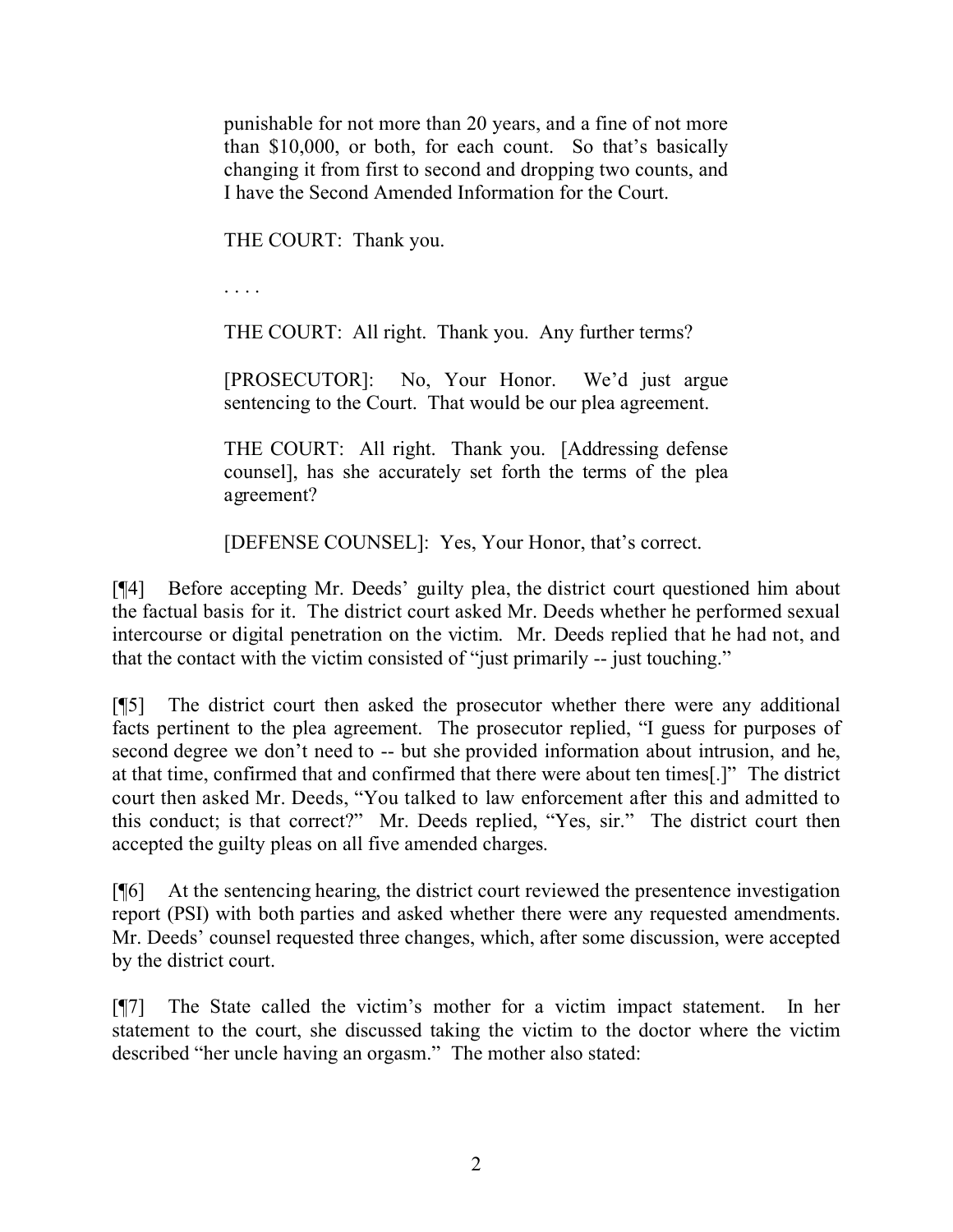> punishable for not more than 20 years, and a fine of not more than $10,000, or both, for each count. So that's basically changing it from first to second and dropping two counts, and I have the Second Amended Information for the Court.
>
> THE COURT: Thank you.
>
> . . . .
>
> THE COURT: All right. Thank you. Any further terms?
>
> [PROSECUTOR]: No, Your Honor. We'd just argue sentencing to the Court. That would be our plea agreement.
>
> THE COURT: All right. Thank you. [Addressing defense counsel], has she accurately set forth the terms of the plea agreement?
>
> [DEFENSE COUNSEL]: Yes, Your Honor, that's correct.

[¶4] Before accepting Mr. Deeds' guilty plea, the district court questioned him about the factual basis for it. The district court asked Mr. Deeds whether he performed sexual intercourse or digital penetration on the victim. Mr. Deeds replied that he had not, and that the contact with the victim consisted of "just primarily -- just touching."

[¶5] The district court then asked the prosecutor whether there were any additional facts pertinent to the plea agreement. The prosecutor replied, "I guess for purposes of second degree we don't need to -- but she provided information about intrusion, and he, at that time, confirmed that and confirmed that there were about ten times[.]" The district court then asked Mr. Deeds, "You talked to law enforcement after this and admitted to this conduct; is that correct?" Mr. Deeds replied, "Yes, sir." The district court then accepted the guilty pleas on all five amended charges.

[¶6] At the sentencing hearing, the district court reviewed the presentence investigation report (PSI) with both parties and asked whether there were any requested amendments. Mr. Deeds' counsel requested three changes, which, after some discussion, were accepted by the district court.

[¶7] The State called the victim's mother for a victim impact statement. In her statement to the court, she discussed taking the victim to the doctor where the victim described "her uncle having an orgasm." The mother also stated: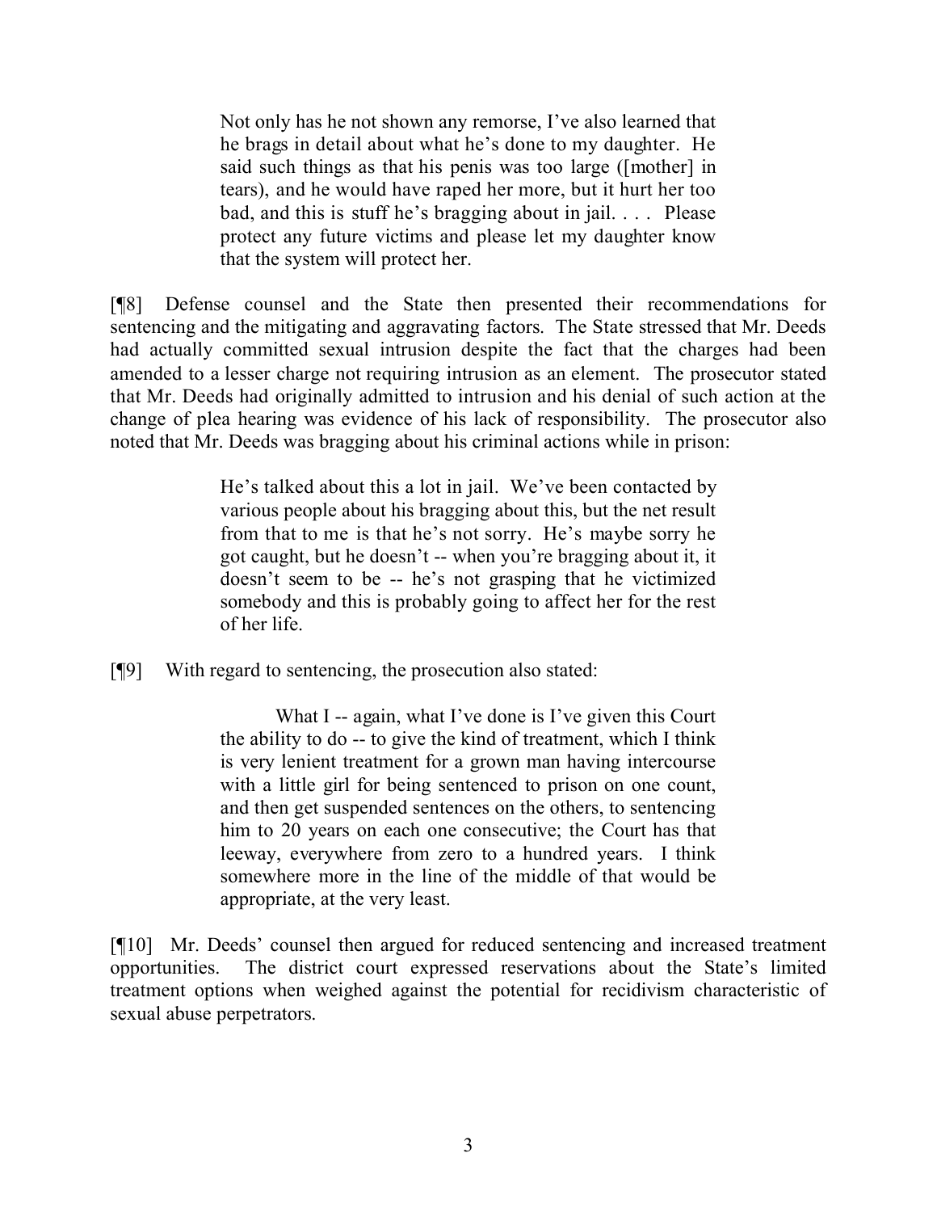> Not only has he not shown any remorse, I've also learned that he brags in detail about what he's done to my daughter. He said such things as that his penis was too large ([mother] in tears), and he would have raped her more, but it hurt her too bad, and this is stuff he's bragging about in jail. . . . Please protect any future victims and please let my daughter know that the system will protect her.

[¶8] Defense counsel and the State then presented their recommendations for sentencing and the mitigating and aggravating factors. The State stressed that Mr. Deeds had actually committed sexual intrusion despite the fact that the charges had been amended to a lesser charge not requiring intrusion as an element. The prosecutor stated that Mr. Deeds had originally admitted to intrusion and his denial of such action at the change of plea hearing was evidence of his lack of responsibility. The prosecutor also noted that Mr. Deeds was bragging about his criminal actions while in prison:

> He's talked about this a lot in jail. We've been contacted by various people about his bragging about this, but the net result from that to me is that he's not sorry. He's maybe sorry he got caught, but he doesn't -- when you're bragging about it, it doesn't seem to be -- he's not grasping that he victimized somebody and this is probably going to affect her for the rest of her life.

[¶9] With regard to sentencing, the prosecution also stated:

> What I -- again, what I've done is I've given this Court the ability to do -- to give the kind of treatment, which I think is very lenient treatment for a grown man having intercourse with a little girl for being sentenced to prison on one count, and then get suspended sentences on the others, to sentencing him to 20 years on each one consecutive; the Court has that leeway, everywhere from zero to a hundred years. I think somewhere more in the line of the middle of that would be appropriate, at the very least.

[¶10] Mr. Deeds' counsel then argued for reduced sentencing and increased treatment opportunities. The district court expressed reservations about the State's limited treatment options when weighed against the potential for recidivism characteristic of sexual abuse perpetrators.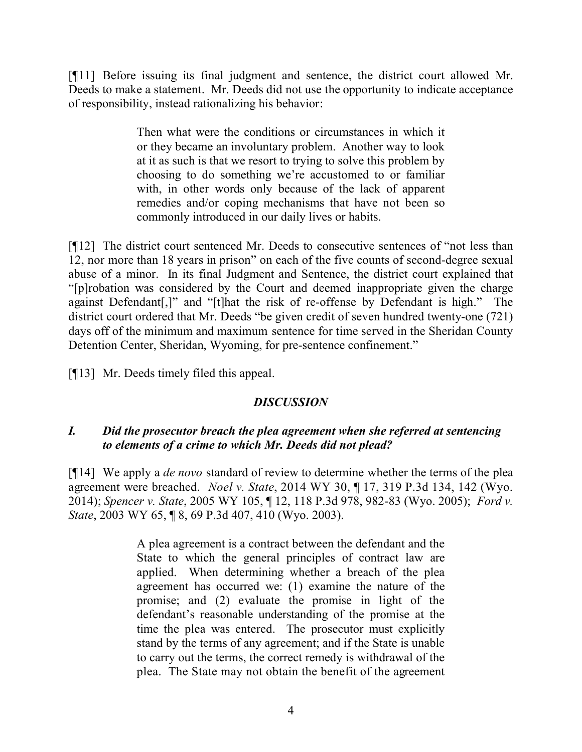[¶11] Before issuing its final judgment and sentence, the district court allowed Mr. Deeds to make a statement. Mr. Deeds did not use the opportunity to indicate acceptance of responsibility, instead rationalizing his behavior:

> Then what were the conditions or circumstances in which it or they became an involuntary problem. Another way to look at it as such is that we resort to trying to solve this problem by choosing to do something we're accustomed to or familiar with, in other words only because of the lack of apparent remedies and/or coping mechanisms that have not been so commonly introduced in our daily lives or habits.

[¶12] The district court sentenced Mr. Deeds to consecutive sentences of "not less than 12, nor more than 18 years in prison" on each of the five counts of second-degree sexual abuse of a minor. In its final Judgment and Sentence, the district court explained that "[p]robation was considered by the Court and deemed inappropriate given the charge against Defendant[,]" and "[t]hat the risk of re-offense by Defendant is high." The district court ordered that Mr. Deeds "be given credit of seven hundred twenty-one (721) days off of the minimum and maximum sentence for time served in the Sheridan County Detention Center, Sheridan, Wyoming, for pre-sentence confinement."

[¶13] Mr. Deeds timely filed this appeal.

## *DISCUSSION*

### *I. Did the prosecutor breach the plea agreement when she referred at sentencing to elements of a crime to which Mr. Deeds did not plead?*

[¶14] We apply a *de novo* standard of review to determine whether the terms of the plea agreement were breached. *Noel v. State*, 2014 WY 30, ¶ 17, 319 P.3d 134, 142 (Wyo. 2014); *Spencer v. State*, 2005 WY 105, ¶ 12, 118 P.3d 978, 982-83 (Wyo. 2005); *Ford v. State*, 2003 WY 65, ¶ 8, 69 P.3d 407, 410 (Wyo. 2003).

> A plea agreement is a contract between the defendant and the State to which the general principles of contract law are applied. When determining whether a breach of the plea agreement has occurred we: (1) examine the nature of the promise; and (2) evaluate the promise in light of the defendant's reasonable understanding of the promise at the time the plea was entered. The prosecutor must explicitly stand by the terms of any agreement; and if the State is unable to carry out the terms, the correct remedy is withdrawal of the plea. The State may not obtain the benefit of the agreement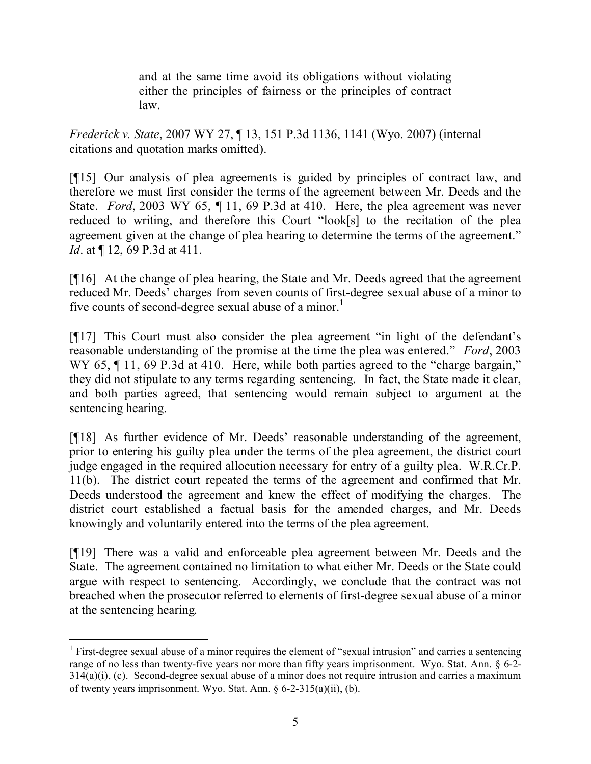> and at the same time avoid its obligations without violating either the principles of fairness or the principles of contract law.

*Frederick v. State*, 2007 WY 27, ¶ 13, 151 P.3d 1136, 1141 (Wyo. 2007) (internal citations and quotation marks omitted).

[¶15] Our analysis of plea agreements is guided by principles of contract law, and therefore we must first consider the terms of the agreement between Mr. Deeds and the State. *Ford*, 2003 WY 65, ¶ 11, 69 P.3d at 410. Here, the plea agreement was never reduced to writing, and therefore this Court "look[s] to the recitation of the plea agreement given at the change of plea hearing to determine the terms of the agreement." *Id*. at ¶ 12, 69 P.3d at 411.

[¶16] At the change of plea hearing, the State and Mr. Deeds agreed that the agreement reduced Mr. Deeds' charges from seven counts of first-degree sexual abuse of a minor to five counts of second-degree sexual abuse of a minor.[1]

[¶17] This Court must also consider the plea agreement "in light of the defendant's reasonable understanding of the promise at the time the plea was entered." *Ford*, 2003 WY 65, ¶ 11, 69 P.3d at 410. Here, while both parties agreed to the "charge bargain," they did not stipulate to any terms regarding sentencing. In fact, the State made it clear, and both parties agreed, that sentencing would remain subject to argument at the sentencing hearing.

[¶18] As further evidence of Mr. Deeds' reasonable understanding of the agreement, prior to entering his guilty plea under the terms of the plea agreement, the district court judge engaged in the required allocution necessary for entry of a guilty plea. W.R.Cr.P. 11(b). The district court repeated the terms of the agreement and confirmed that Mr. Deeds understood the agreement and knew the effect of modifying the charges. The district court established a factual basis for the amended charges, and Mr. Deeds knowingly and voluntarily entered into the terms of the plea agreement.

[¶19] There was a valid and enforceable plea agreement between Mr. Deeds and the State. The agreement contained no limitation to what either Mr. Deeds or the State could argue with respect to sentencing. Accordingly, we conclude that the contract was not breached when the prosecutor referred to elements of first-degree sexual abuse of a minor at the sentencing hearing.

---

[1] First-degree sexual abuse of a minor requires the element of "sexual intrusion" and carries a sentencing range of no less than twenty-five years nor more than fifty years imprisonment. Wyo. Stat. Ann. § 6-2-314(a)(i), (c). Second-degree sexual abuse of a minor does not require intrusion and carries a maximum of twenty years imprisonment. Wyo. Stat. Ann. § 6-2-315(a)(ii), (b).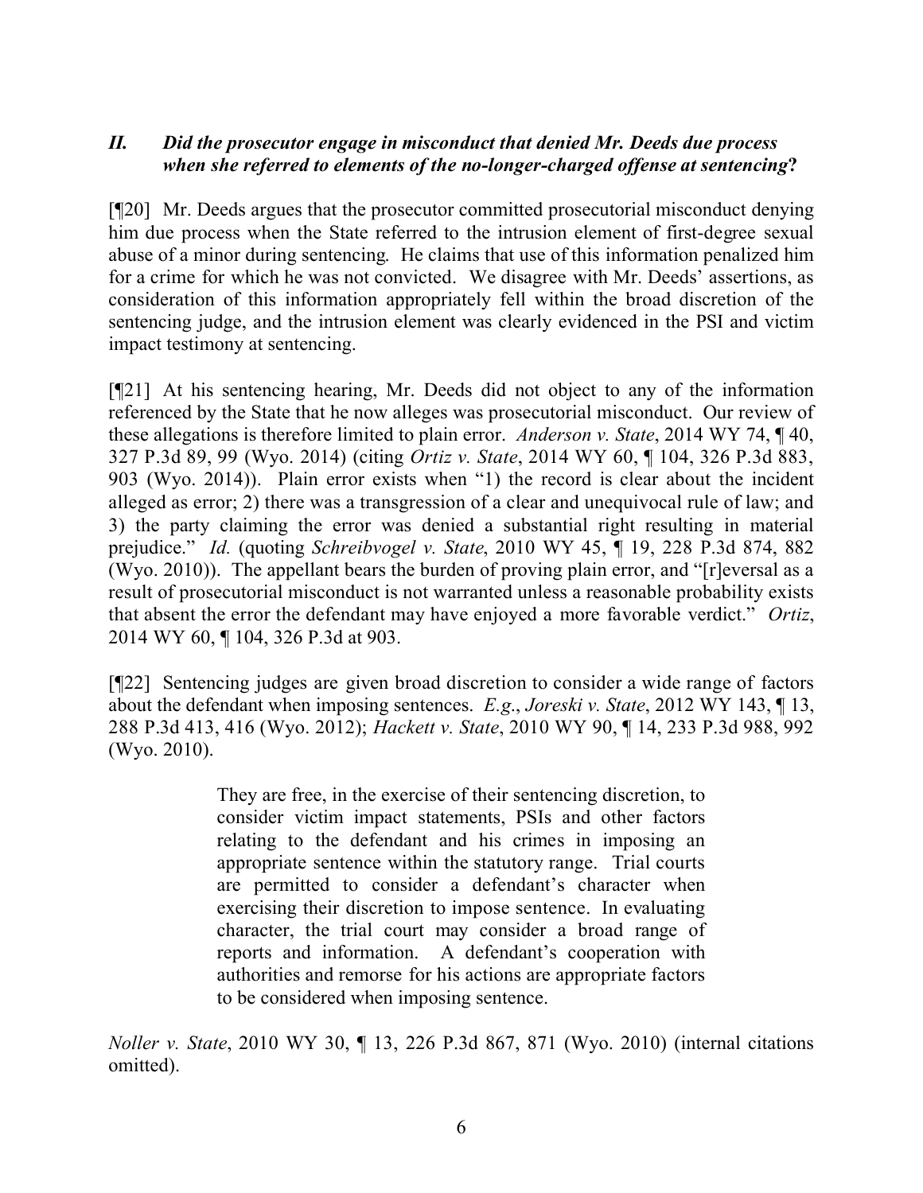## *II. Did the prosecutor engage in misconduct that denied Mr. Deeds due process when she referred to elements of the no-longer-charged offense at sentencing?*

[¶20] Mr. Deeds argues that the prosecutor committed prosecutorial misconduct denying him due process when the State referred to the intrusion element of first-degree sexual abuse of a minor during sentencing. He claims that use of this information penalized him for a crime for which he was not convicted. We disagree with Mr. Deeds' assertions, as consideration of this information appropriately fell within the broad discretion of the sentencing judge, and the intrusion element was clearly evidenced in the PSI and victim impact testimony at sentencing.

[¶21] At his sentencing hearing, Mr. Deeds did not object to any of the information referenced by the State that he now alleges was prosecutorial misconduct. Our review of these allegations is therefore limited to plain error. *Anderson v. State*, 2014 WY 74, ¶ 40, 327 P.3d 89, 99 (Wyo. 2014) (citing *Ortiz v. State*, 2014 WY 60, ¶ 104, 326 P.3d 883, 903 (Wyo. 2014)). Plain error exists when "1) the record is clear about the incident alleged as error; 2) there was a transgression of a clear and unequivocal rule of law; and 3) the party claiming the error was denied a substantial right resulting in material prejudice." *Id.* (quoting *Schreibvogel v. State*, 2010 WY 45, ¶ 19, 228 P.3d 874, 882 (Wyo. 2010)). The appellant bears the burden of proving plain error, and "[r]eversal as a result of prosecutorial misconduct is not warranted unless a reasonable probability exists that absent the error the defendant may have enjoyed a more favorable verdict." *Ortiz*, 2014 WY 60, ¶ 104, 326 P.3d at 903.

[¶22] Sentencing judges are given broad discretion to consider a wide range of factors about the defendant when imposing sentences. *E.g.*, *Joreski v. State*, 2012 WY 143, ¶ 13, 288 P.3d 413, 416 (Wyo. 2012); *Hackett v. State*, 2010 WY 90, ¶ 14, 233 P.3d 988, 992 (Wyo. 2010).

> They are free, in the exercise of their sentencing discretion, to consider victim impact statements, PSIs and other factors relating to the defendant and his crimes in imposing an appropriate sentence within the statutory range. Trial courts are permitted to consider a defendant's character when exercising their discretion to impose sentence. In evaluating character, the trial court may consider a broad range of reports and information. A defendant's cooperation with authorities and remorse for his actions are appropriate factors to be considered when imposing sentence.

*Noller v. State*, 2010 WY 30, ¶ 13, 226 P.3d 867, 871 (Wyo. 2010) (internal citations omitted).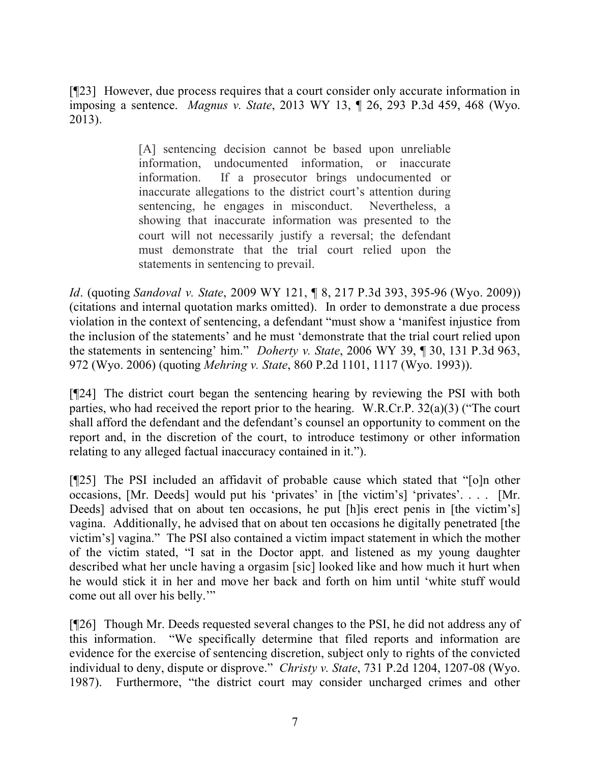[¶23] However, due process requires that a court consider only accurate information in imposing a sentence. *Magnus v. State*, 2013 WY 13, ¶ 26, 293 P.3d 459, 468 (Wyo. 2013).

> [A] sentencing decision cannot be based upon unreliable information, undocumented information, or inaccurate information. If a prosecutor brings undocumented or inaccurate allegations to the district court's attention during sentencing, he engages in misconduct. Nevertheless, a showing that inaccurate information was presented to the court will not necessarily justify a reversal; the defendant must demonstrate that the trial court relied upon the statements in sentencing to prevail.

*Id*. (quoting *Sandoval v. State*, 2009 WY 121, ¶ 8, 217 P.3d 393, 395-96 (Wyo. 2009)) (citations and internal quotation marks omitted). In order to demonstrate a due process violation in the context of sentencing, a defendant "must show a 'manifest injustice from the inclusion of the statements' and he must 'demonstrate that the trial court relied upon the statements in sentencing' him." *Doherty v. State*, 2006 WY 39, ¶ 30, 131 P.3d 963, 972 (Wyo. 2006) (quoting *Mehring v. State*, 860 P.2d 1101, 1117 (Wyo. 1993)).

[¶24] The district court began the sentencing hearing by reviewing the PSI with both parties, who had received the report prior to the hearing. W.R.Cr.P. 32(a)(3) ("The court shall afford the defendant and the defendant's counsel an opportunity to comment on the report and, in the discretion of the court, to introduce testimony or other information relating to any alleged factual inaccuracy contained in it.").

[¶25] The PSI included an affidavit of probable cause which stated that "[o]n other occasions, [Mr. Deeds] would put his 'privates' in [the victim's] 'privates'. . . . [Mr. Deeds] advised that on about ten occasions, he put [h]is erect penis in [the victim's] vagina. Additionally, he advised that on about ten occasions he digitally penetrated [the victim's] vagina." The PSI also contained a victim impact statement in which the mother of the victim stated, "I sat in the Doctor appt. and listened as my young daughter described what her uncle having a orgasim [sic] looked like and how much it hurt when he would stick it in her and move her back and forth on him until 'white stuff would come out all over his belly.'"

[¶26] Though Mr. Deeds requested several changes to the PSI, he did not address any of this information. "We specifically determine that filed reports and information are evidence for the exercise of sentencing discretion, subject only to rights of the convicted individual to deny, dispute or disprove." *Christy v. State*, 731 P.2d 1204, 1207-08 (Wyo. 1987). Furthermore, "the district court may consider uncharged crimes and other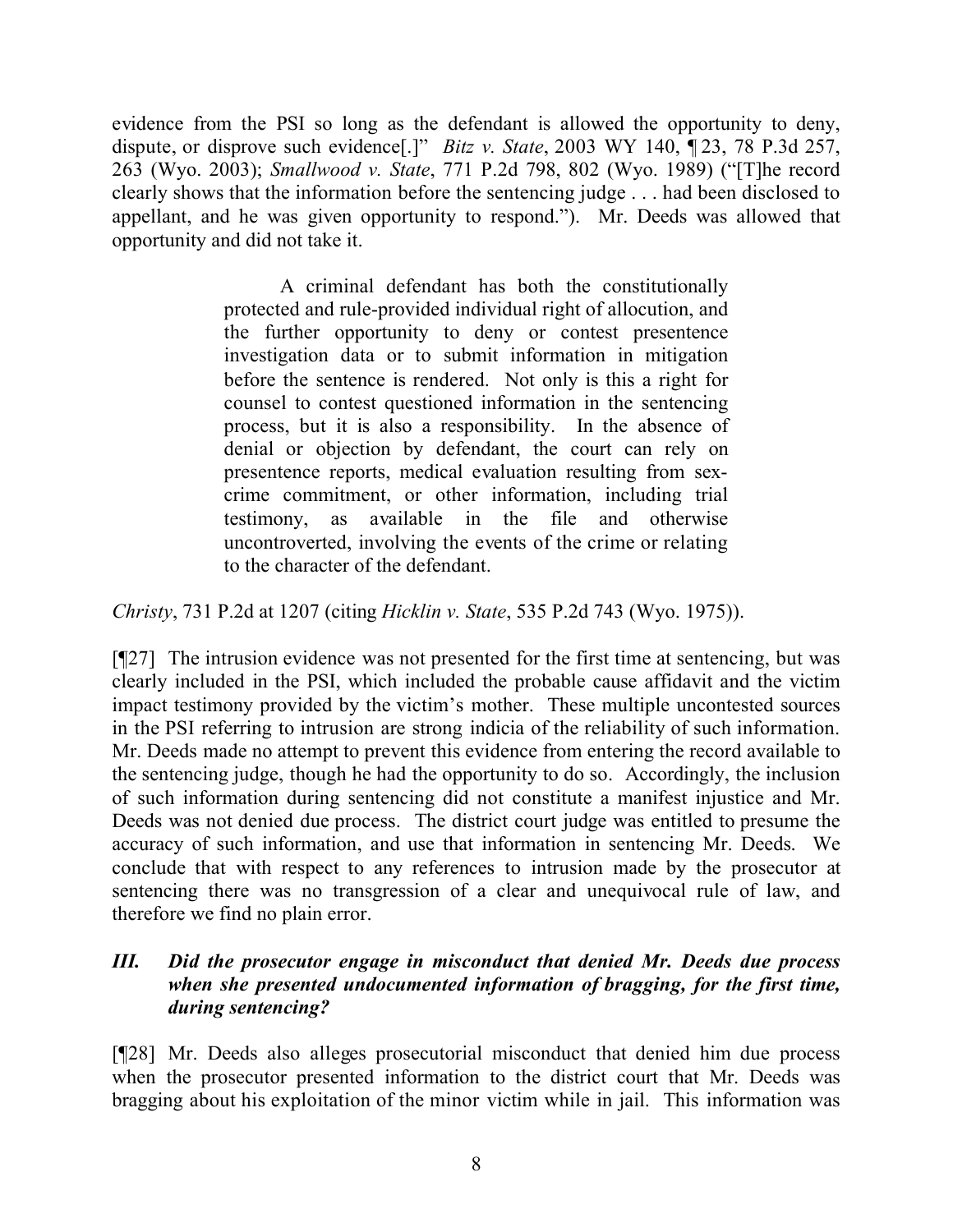evidence from the PSI so long as the defendant is allowed the opportunity to deny, dispute, or disprove such evidence[.]" *Bitz v. State*, 2003 WY 140, ¶ 23, 78 P.3d 257, 263 (Wyo. 2003); *Smallwood v. State*, 771 P.2d 798, 802 (Wyo. 1989) ("[T]he record clearly shows that the information before the sentencing judge . . . had been disclosed to appellant, and he was given opportunity to respond."). Mr. Deeds was allowed that opportunity and did not take it.

> A criminal defendant has both the constitutionally protected and rule-provided individual right of allocution, and the further opportunity to deny or contest presentence investigation data or to submit information in mitigation before the sentence is rendered. Not only is this a right for counsel to contest questioned information in the sentencing process, but it is also a responsibility. In the absence of denial or objection by defendant, the court can rely on presentence reports, medical evaluation resulting from sex-crime commitment, or other information, including trial testimony, as available in the file and otherwise uncontroverted, involving the events of the crime or relating to the character of the defendant.

*Christy*, 731 P.2d at 1207 (citing *Hicklin v. State*, 535 P.2d 743 (Wyo. 1975)).

[¶27] The intrusion evidence was not presented for the first time at sentencing, but was clearly included in the PSI, which included the probable cause affidavit and the victim impact testimony provided by the victim's mother. These multiple uncontested sources in the PSI referring to intrusion are strong indicia of the reliability of such information. Mr. Deeds made no attempt to prevent this evidence from entering the record available to the sentencing judge, though he had the opportunity to do so. Accordingly, the inclusion of such information during sentencing did not constitute a manifest injustice and Mr. Deeds was not denied due process. The district court judge was entitled to presume the accuracy of such information, and use that information in sentencing Mr. Deeds. We conclude that with respect to any references to intrusion made by the prosecutor at sentencing there was no transgression of a clear and unequivocal rule of law, and therefore we find no plain error.

### *III. Did the prosecutor engage in misconduct that denied Mr. Deeds due process when she presented undocumented information of bragging, for the first time, during sentencing?*

[¶28] Mr. Deeds also alleges prosecutorial misconduct that denied him due process when the prosecutor presented information to the district court that Mr. Deeds was bragging about his exploitation of the minor victim while in jail. This information was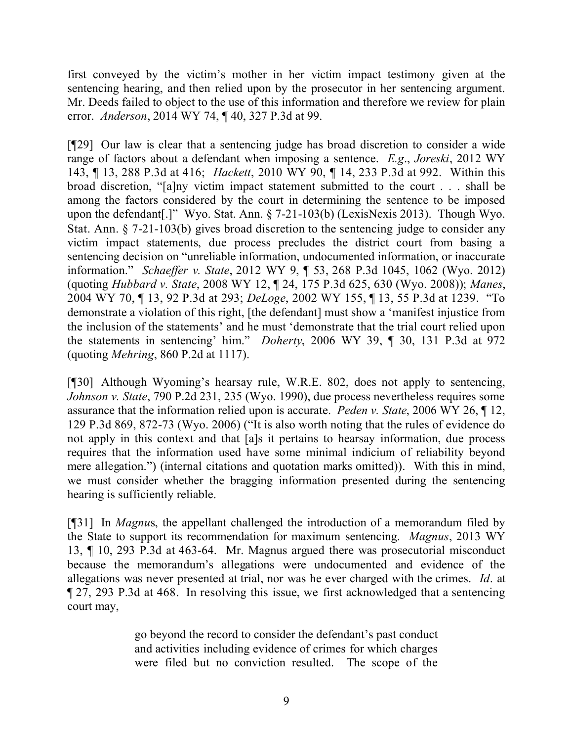first conveyed by the victim's mother in her victim impact testimony given at the sentencing hearing, and then relied upon by the prosecutor in her sentencing argument. Mr. Deeds failed to object to the use of this information and therefore we review for plain error. *Anderson*, 2014 WY 74, ¶ 40, 327 P.3d at 99.

[¶29] Our law is clear that a sentencing judge has broad discretion to consider a wide range of factors about a defendant when imposing a sentence. *E.g*., *Joreski*, 2012 WY 143, ¶ 13, 288 P.3d at 416; *Hackett*, 2010 WY 90, ¶ 14, 233 P.3d at 992. Within this broad discretion, "[a]ny victim impact statement submitted to the court . . . shall be among the factors considered by the court in determining the sentence to be imposed upon the defendant[.]" Wyo. Stat. Ann. § 7-21-103(b) (LexisNexis 2013). Though Wyo. Stat. Ann. § 7-21-103(b) gives broad discretion to the sentencing judge to consider any victim impact statements, due process precludes the district court from basing a sentencing decision on "unreliable information, undocumented information, or inaccurate information." *Schaeffer v. State*, 2012 WY 9, ¶ 53, 268 P.3d 1045, 1062 (Wyo. 2012) (quoting *Hubbard v. State*, 2008 WY 12, ¶ 24, 175 P.3d 625, 630 (Wyo. 2008)); *Manes*, 2004 WY 70, ¶ 13, 92 P.3d at 293; *DeLoge*, 2002 WY 155, ¶ 13, 55 P.3d at 1239. "To demonstrate a violation of this right, [the defendant] must show a 'manifest injustice from the inclusion of the statements' and he must 'demonstrate that the trial court relied upon the statements in sentencing' him." *Doherty*, 2006 WY 39, ¶ 30, 131 P.3d at 972 (quoting *Mehring*, 860 P.2d at 1117).

[¶30] Although Wyoming's hearsay rule, W.R.E. 802, does not apply to sentencing, *Johnson v. State*, 790 P.2d 231, 235 (Wyo. 1990), due process nevertheless requires some assurance that the information relied upon is accurate. *Peden v. State*, 2006 WY 26, ¶ 12, 129 P.3d 869, 872-73 (Wyo. 2006) ("It is also worth noting that the rules of evidence do not apply in this context and that [a]s it pertains to hearsay information, due process requires that the information used have some minimal indicium of reliability beyond mere allegation.") (internal citations and quotation marks omitted)). With this in mind, we must consider whether the bragging information presented during the sentencing hearing is sufficiently reliable.

[¶31] In *Magnu*s, the appellant challenged the introduction of a memorandum filed by the State to support its recommendation for maximum sentencing. *Magnus*, 2013 WY 13, ¶ 10, 293 P.3d at 463-64. Mr. Magnus argued there was prosecutorial misconduct because the memorandum's allegations were undocumented and evidence of the allegations was never presented at trial, nor was he ever charged with the crimes. *Id*. at ¶ 27, 293 P.3d at 468. In resolving this issue, we first acknowledged that a sentencing court may,

> go beyond the record to consider the defendant's past conduct and activities including evidence of crimes for which charges were filed but no conviction resulted. The scope of the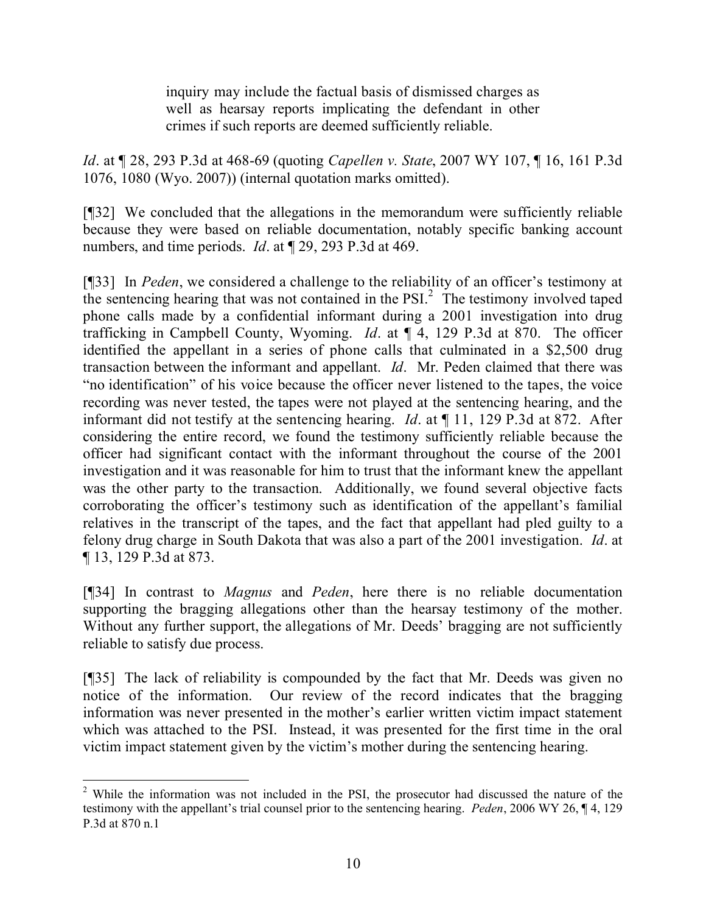> inquiry may include the factual basis of dismissed charges as well as hearsay reports implicating the defendant in other crimes if such reports are deemed sufficiently reliable.

*Id*. at ¶ 28, 293 P.3d at 468-69 (quoting *Capellen v. State*, 2007 WY 107, ¶ 16, 161 P.3d 1076, 1080 (Wyo. 2007)) (internal quotation marks omitted).

[¶32] We concluded that the allegations in the memorandum were sufficiently reliable because they were based on reliable documentation, notably specific banking account numbers, and time periods. *Id*. at ¶ 29, 293 P.3d at 469.

[¶33] In *Peden*, we considered a challenge to the reliability of an officer's testimony at the sentencing hearing that was not contained in the PSI.[2] The testimony involved taped phone calls made by a confidential informant during a 2001 investigation into drug trafficking in Campbell County, Wyoming. *Id*. at ¶ 4, 129 P.3d at 870. The officer identified the appellant in a series of phone calls that culminated in a $2,500 drug transaction between the informant and appellant. *Id*. Mr. Peden claimed that there was "no identification" of his voice because the officer never listened to the tapes, the voice recording was never tested, the tapes were not played at the sentencing hearing, and the informant did not testify at the sentencing hearing. *Id*. at ¶ 11, 129 P.3d at 872. After considering the entire record, we found the testimony sufficiently reliable because the officer had significant contact with the informant throughout the course of the 2001 investigation and it was reasonable for him to trust that the informant knew the appellant was the other party to the transaction. Additionally, we found several objective facts corroborating the officer's testimony such as identification of the appellant's familial relatives in the transcript of the tapes, and the fact that appellant had pled guilty to a felony drug charge in South Dakota that was also a part of the 2001 investigation. *Id*. at ¶ 13, 129 P.3d at 873.

[¶34] In contrast to *Magnus* and *Peden*, here there is no reliable documentation supporting the bragging allegations other than the hearsay testimony of the mother. Without any further support, the allegations of Mr. Deeds' bragging are not sufficiently reliable to satisfy due process.

[¶35] The lack of reliability is compounded by the fact that Mr. Deeds was given no notice of the information. Our review of the record indicates that the bragging information was never presented in the mother's earlier written victim impact statement which was attached to the PSI. Instead, it was presented for the first time in the oral victim impact statement given by the victim's mother during the sentencing hearing.

---

[2] While the information was not included in the PSI, the prosecutor had discussed the nature of the testimony with the appellant's trial counsel prior to the sentencing hearing. *Peden*, 2006 WY 26, ¶ 4, 129 P.3d at 870 n.1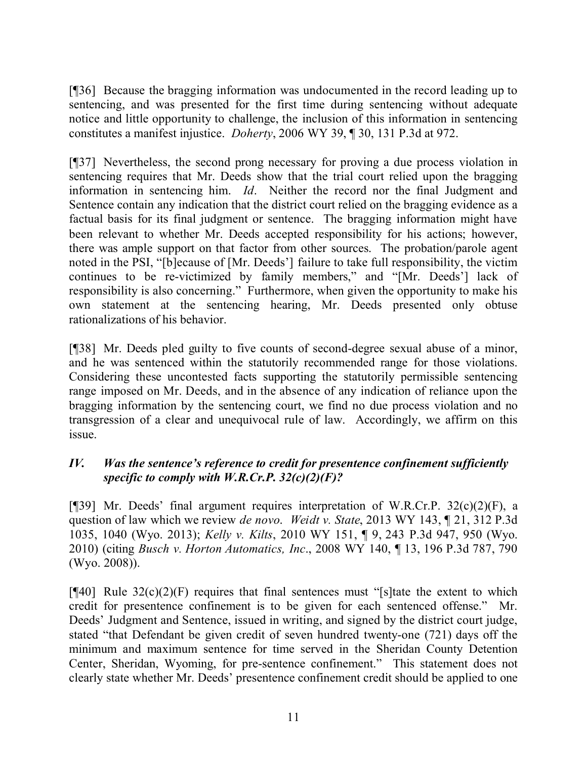[¶36] Because the bragging information was undocumented in the record leading up to sentencing, and was presented for the first time during sentencing without adequate notice and little opportunity to challenge, the inclusion of this information in sentencing constitutes a manifest injustice. *Doherty*, 2006 WY 39, ¶ 30, 131 P.3d at 972.

[¶37] Nevertheless, the second prong necessary for proving a due process violation in sentencing requires that Mr. Deeds show that the trial court relied upon the bragging information in sentencing him. *Id*. Neither the record nor the final Judgment and Sentence contain any indication that the district court relied on the bragging evidence as a factual basis for its final judgment or sentence. The bragging information might have been relevant to whether Mr. Deeds accepted responsibility for his actions; however, there was ample support on that factor from other sources. The probation/parole agent noted in the PSI, "[b]ecause of [Mr. Deeds'] failure to take full responsibility, the victim continues to be re-victimized by family members," and "[Mr. Deeds'] lack of responsibility is also concerning." Furthermore, when given the opportunity to make his own statement at the sentencing hearing, Mr. Deeds presented only obtuse rationalizations of his behavior.

[¶38] Mr. Deeds pled guilty to five counts of second-degree sexual abuse of a minor, and he was sentenced within the statutorily recommended range for those violations. Considering these uncontested facts supporting the statutorily permissible sentencing range imposed on Mr. Deeds, and in the absence of any indication of reliance upon the bragging information by the sentencing court, we find no due process violation and no transgression of a clear and unequivocal rule of law. Accordingly, we affirm on this issue.

### *IV. Was the sentence's reference to credit for presentence confinement sufficiently specific to comply with W.R.Cr.P. 32(c)(2)(F)?*

[¶39] Mr. Deeds' final argument requires interpretation of W.R.Cr.P. 32(c)(2)(F), a question of law which we review *de novo*. *Weidt v. State*, 2013 WY 143, ¶ 21, 312 P.3d 1035, 1040 (Wyo. 2013); *Kelly v. Kilts*, 2010 WY 151, ¶ 9, 243 P.3d 947, 950 (Wyo. 2010) (citing *Busch v. Horton Automatics, Inc*., 2008 WY 140, ¶ 13, 196 P.3d 787, 790 (Wyo. 2008)).

[¶40] Rule 32(c)(2)(F) requires that final sentences must "[s]tate the extent to which credit for presentence confinement is to be given for each sentenced offense." Mr. Deeds' Judgment and Sentence, issued in writing, and signed by the district court judge, stated "that Defendant be given credit of seven hundred twenty-one (721) days off the minimum and maximum sentence for time served in the Sheridan County Detention Center, Sheridan, Wyoming, for pre-sentence confinement." This statement does not clearly state whether Mr. Deeds' presentence confinement credit should be applied to one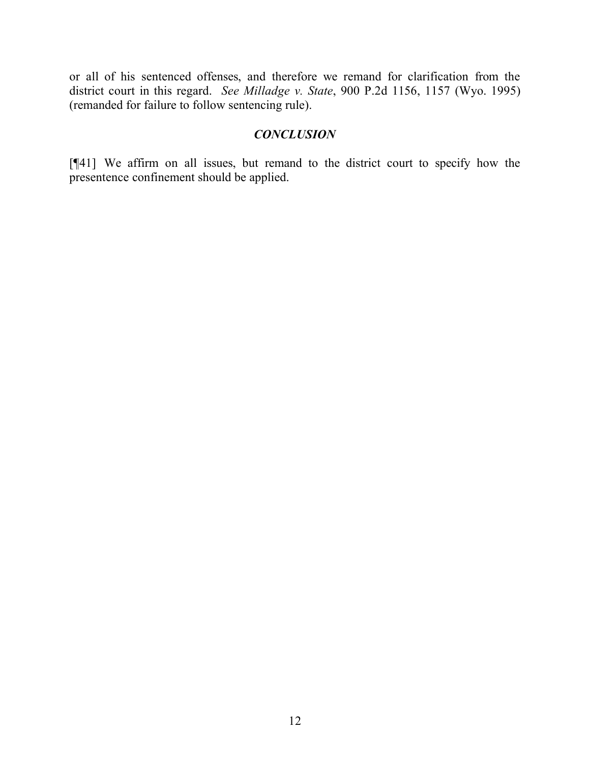or all of his sentenced offenses, and therefore we remand for clarification from the district court in this regard. *See Milladge v. State*, 900 P.2d 1156, 1157 (Wyo. 1995) (remanded for failure to follow sentencing rule).

## *CONCLUSION*

[¶41] We affirm on all issues, but remand to the district court to specify how the presentence confinement should be applied.